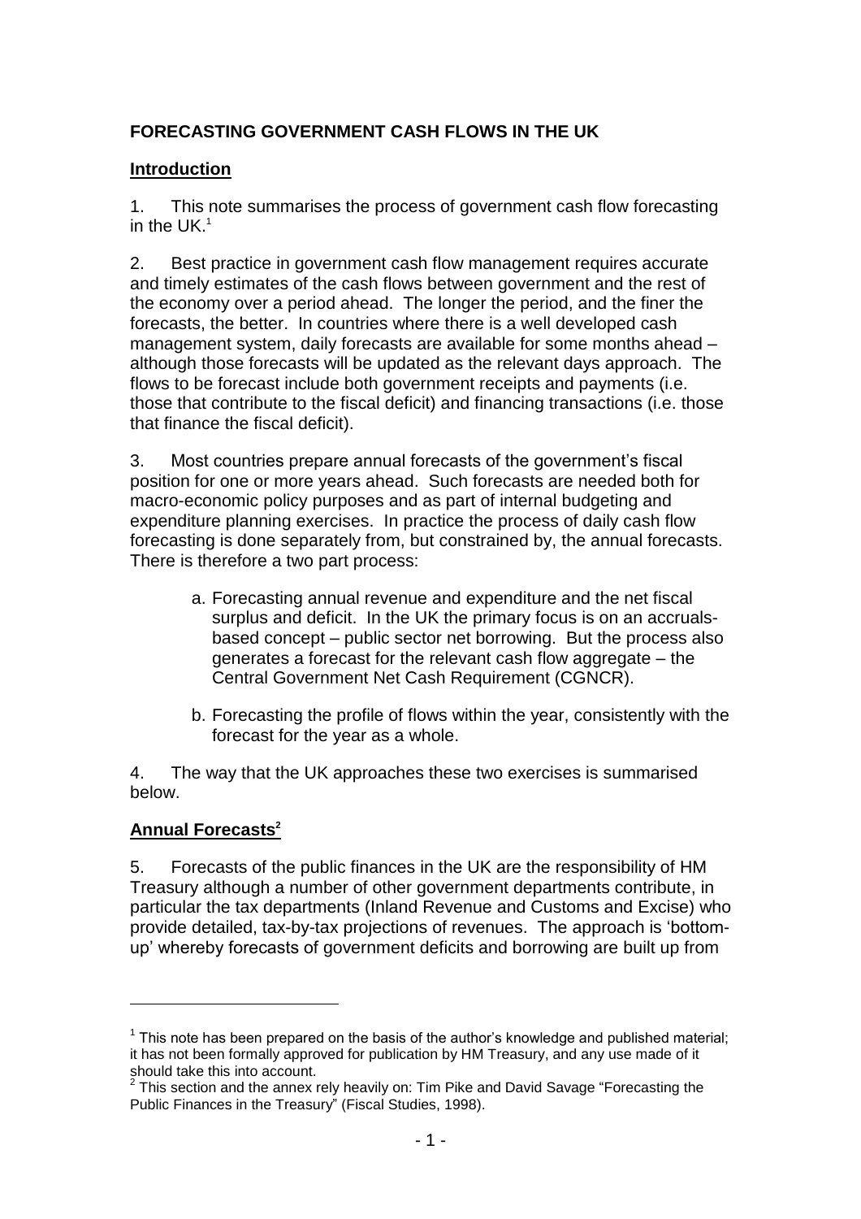**FORECASTING GOVERNMENT CASH FLOWS IN THE UK**

**Introduction**

1. This note summarises the process of government cash flow forecasting in the UK.[1]

2. Best practice in government cash flow management requires accurate and timely estimates of the cash flows between government and the rest of the economy over a period ahead. The longer the period, and the finer the forecasts, the better. In countries where there is a well developed cash management system, daily forecasts are available for some months ahead – although those forecasts will be updated as the relevant days approach. The flows to be forecast include both government receipts and payments (i.e. those that contribute to the fiscal deficit) and financing transactions (i.e. those that finance the fiscal deficit).

3. Most countries prepare annual forecasts of the government's fiscal position for one or more years ahead. Such forecasts are needed both for macro-economic policy purposes and as part of internal budgeting and expenditure planning exercises. In practice the process of daily cash flow forecasting is done separately from, but constrained by, the annual forecasts. There is therefore a two part process:

   a. Forecasting annual revenue and expenditure and the net fiscal surplus and deficit. In the UK the primary focus is on an accruals-based concept – public sector net borrowing. But the process also generates a forecast for the relevant cash flow aggregate – the Central Government Net Cash Requirement (CGNCR).

   b. Forecasting the profile of flows within the year, consistently with the forecast for the year as a whole.

4. The way that the UK approaches these two exercises is summarised below.

**Annual Forecasts[2]**

5. Forecasts of the public finances in the UK are the responsibility of HM Treasury although a number of other government departments contribute, in particular the tax departments (Inland Revenue and Customs and Excise) who provide detailed, tax-by-tax projections of revenues. The approach is 'bottom-up' whereby forecasts of government deficits and borrowing are built up from

---

[1] This note has been prepared on the basis of the author's knowledge and published material; it has not been formally approved for publication by HM Treasury, and any use made of it should take this into account.

[2] This section and the annex rely heavily on: Tim Pike and David Savage "Forecasting the Public Finances in the Treasury" (Fiscal Studies, 1998).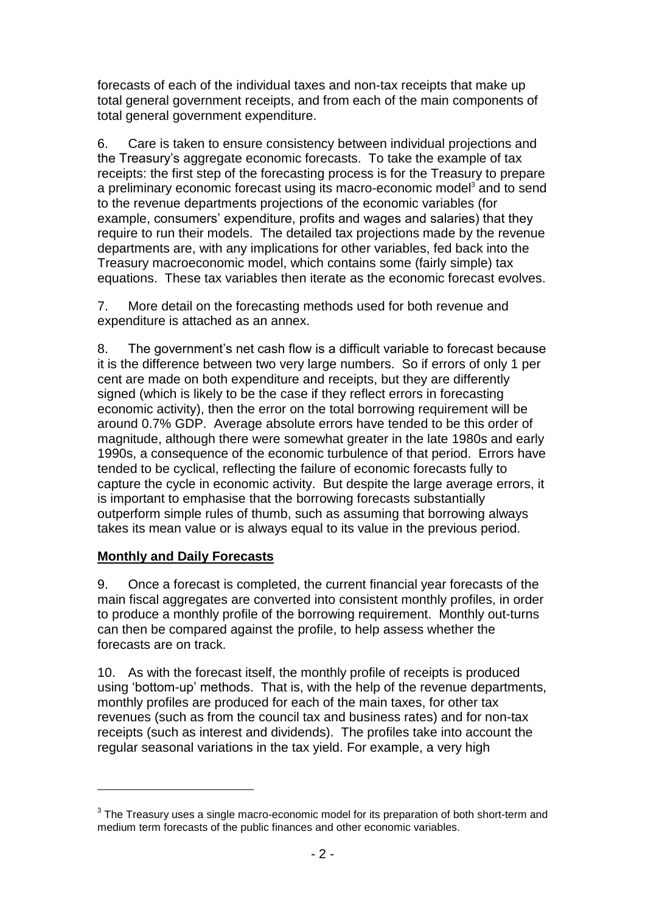forecasts of each of the individual taxes and non-tax receipts that make up total general government receipts, and from each of the main components of total general government expenditure.

6. Care is taken to ensure consistency between individual projections and the Treasury's aggregate economic forecasts. To take the example of tax receipts: the first step of the forecasting process is for the Treasury to prepare a preliminary economic forecast using its macro-economic model[3] and to send to the revenue departments projections of the economic variables (for example, consumers' expenditure, profits and wages and salaries) that they require to run their models. The detailed tax projections made by the revenue departments are, with any implications for other variables, fed back into the Treasury macroeconomic model, which contains some (fairly simple) tax equations. These tax variables then iterate as the economic forecast evolves.

7. More detail on the forecasting methods used for both revenue and expenditure is attached as an annex.

8. The government's net cash flow is a difficult variable to forecast because it is the difference between two very large numbers. So if errors of only 1 per cent are made on both expenditure and receipts, but they are differently signed (which is likely to be the case if they reflect errors in forecasting economic activity), then the error on the total borrowing requirement will be around 0.7% GDP. Average absolute errors have tended to be this order of magnitude, although there were somewhat greater in the late 1980s and early 1990s, a consequence of the economic turbulence of that period. Errors have tended to be cyclical, reflecting the failure of economic forecasts fully to capture the cycle in economic activity. But despite the large average errors, it is important to emphasise that the borrowing forecasts substantially outperform simple rules of thumb, such as assuming that borrowing always takes its mean value or is always equal to its value in the previous period.

**Monthly and Daily Forecasts**

9. Once a forecast is completed, the current financial year forecasts of the main fiscal aggregates are converted into consistent monthly profiles, in order to produce a monthly profile of the borrowing requirement. Monthly out-turns can then be compared against the profile, to help assess whether the forecasts are on track.

10. As with the forecast itself, the monthly profile of receipts is produced using 'bottom-up' methods. That is, with the help of the revenue departments, monthly profiles are produced for each of the main taxes, for other tax revenues (such as from the council tax and business rates) and for non-tax receipts (such as interest and dividends). The profiles take into account the regular seasonal variations in the tax yield. For example, a very high

[3] The Treasury uses a single macro-economic model for its preparation of both short-term and medium term forecasts of the public finances and other economic variables.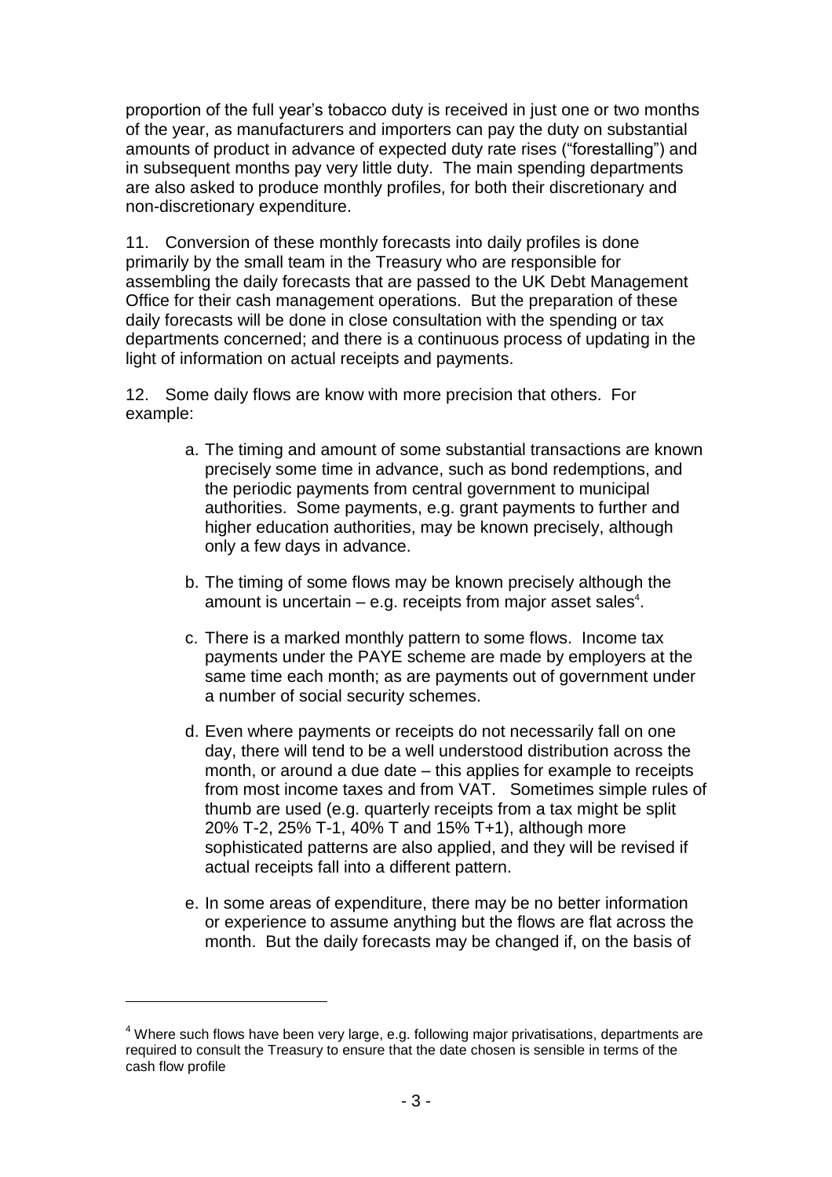proportion of the full year's tobacco duty is received in just one or two months of the year, as manufacturers and importers can pay the duty on substantial amounts of product in advance of expected duty rate rises ("forestalling") and in subsequent months pay very little duty. The main spending departments are also asked to produce monthly profiles, for both their discretionary and non-discretionary expenditure.

11. Conversion of these monthly forecasts into daily profiles is done primarily by the small team in the Treasury who are responsible for assembling the daily forecasts that are passed to the UK Debt Management Office for their cash management operations. But the preparation of these daily forecasts will be done in close consultation with the spending or tax departments concerned; and there is a continuous process of updating in the light of information on actual receipts and payments.

12. Some daily flows are know with more precision that others. For example:

a. The timing and amount of some substantial transactions are known precisely some time in advance, such as bond redemptions, and the periodic payments from central government to municipal authorities. Some payments, e.g. grant payments to further and higher education authorities, may be known precisely, although only a few days in advance.

b. The timing of some flows may be known precisely although the amount is uncertain – e.g. receipts from major asset sales[4].

c. There is a marked monthly pattern to some flows. Income tax payments under the PAYE scheme are made by employers at the same time each month; as are payments out of government under a number of social security schemes.

d. Even where payments or receipts do not necessarily fall on one day, there will tend to be a well understood distribution across the month, or around a due date – this applies for example to receipts from most income taxes and from VAT. Sometimes simple rules of thumb are used (e.g. quarterly receipts from a tax might be split 20% T-2, 25% T-1, 40% T and 15% T+1), although more sophisticated patterns are also applied, and they will be revised if actual receipts fall into a different pattern.

e. In some areas of expenditure, there may be no better information or experience to assume anything but the flows are flat across the month. But the daily forecasts may be changed if, on the basis of

[4] Where such flows have been very large, e.g. following major privatisations, departments are required to consult the Treasury to ensure that the date chosen is sensible in terms of the cash flow profile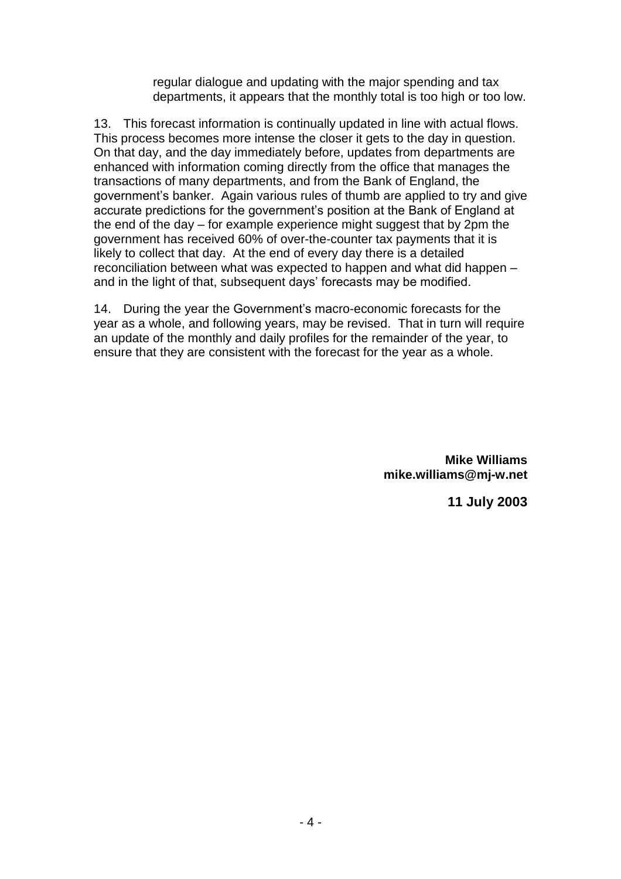regular dialogue and updating with the major spending and tax departments, it appears that the monthly total is too high or too low.

13. This forecast information is continually updated in line with actual flows. This process becomes more intense the closer it gets to the day in question. On that day, and the day immediately before, updates from departments are enhanced with information coming directly from the office that manages the transactions of many departments, and from the Bank of England, the government's banker. Again various rules of thumb are applied to try and give accurate predictions for the government's position at the Bank of England at the end of the day – for example experience might suggest that by 2pm the government has received 60% of over-the-counter tax payments that it is likely to collect that day. At the end of every day there is a detailed reconciliation between what was expected to happen and what did happen – and in the light of that, subsequent days' forecasts may be modified.

14. During the year the Government's macro-economic forecasts for the year as a whole, and following years, may be revised. That in turn will require an update of the monthly and daily profiles for the remainder of the year, to ensure that they are consistent with the forecast for the year as a whole.

**Mike Williams**
**mike.williams@mj-w.net**

**11 July 2003**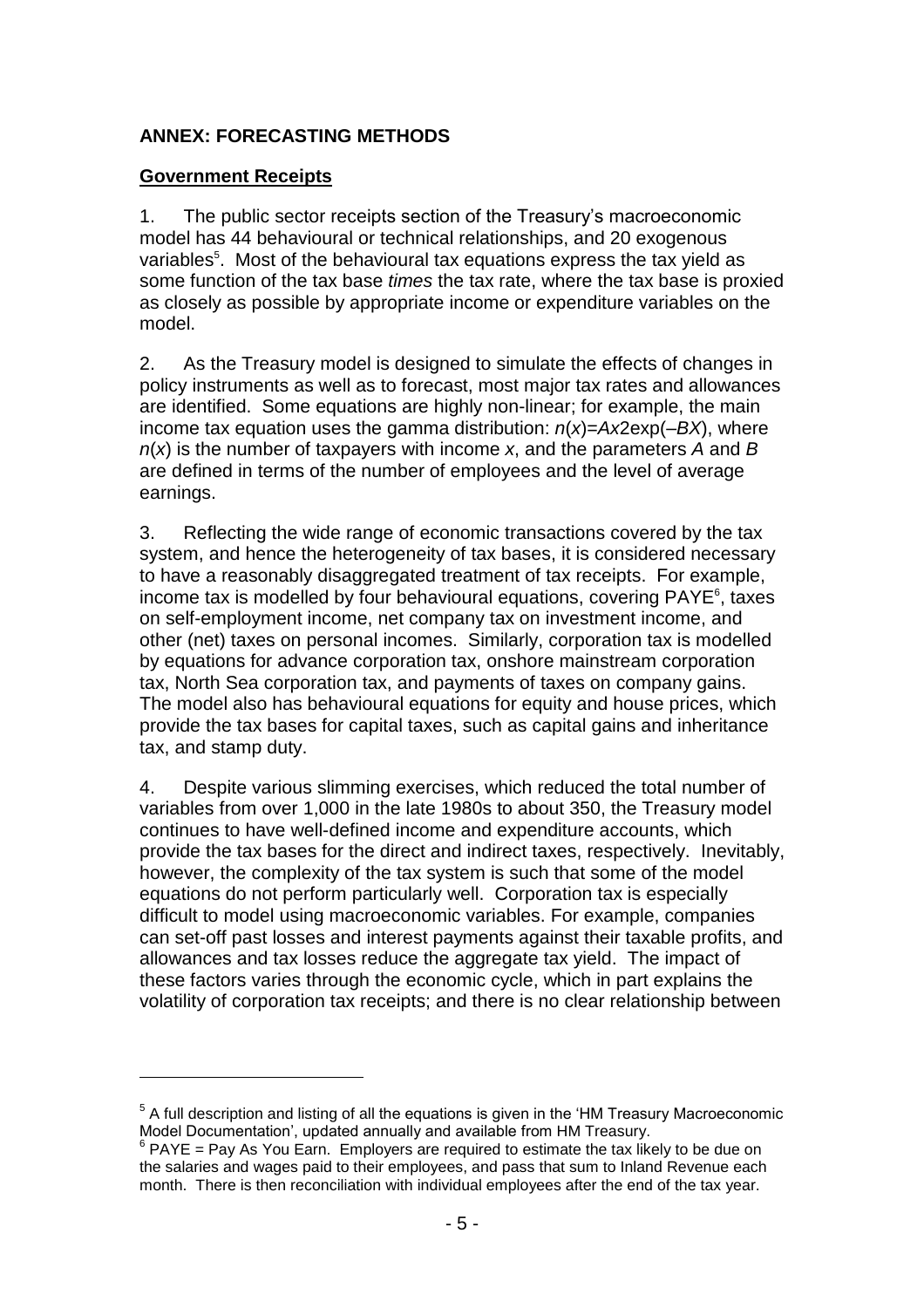## ANNEX: FORECASTING METHODS

### Government Receipts

1. The public sector receipts section of the Treasury's macroeconomic model has 44 behavioural or technical relationships, and 20 exogenous variables[5]. Most of the behavioural tax equations express the tax yield as some function of the tax base *times* the tax rate, where the tax base is proxied as closely as possible by appropriate income or expenditure variables on the model.

2. As the Treasury model is designed to simulate the effects of changes in policy instruments as well as to forecast, most major tax rates and allowances are identified. Some equations are highly non-linear; for example, the main income tax equation uses the gamma distribution: $n(x)=Ax2\exp(-BX)$, where $n(x)$ is the number of taxpayers with income $x$, and the parameters $A$ and $B$ are defined in terms of the number of employees and the level of average earnings.

3. Reflecting the wide range of economic transactions covered by the tax system, and hence the heterogeneity of tax bases, it is considered necessary to have a reasonably disaggregated treatment of tax receipts. For example, income tax is modelled by four behavioural equations, covering PAYE[6], taxes on self-employment income, net company tax on investment income, and other (net) taxes on personal incomes. Similarly, corporation tax is modelled by equations for advance corporation tax, onshore mainstream corporation tax, North Sea corporation tax, and payments of taxes on company gains. The model also has behavioural equations for equity and house prices, which provide the tax bases for capital taxes, such as capital gains and inheritance tax, and stamp duty.

4. Despite various slimming exercises, which reduced the total number of variables from over 1,000 in the late 1980s to about 350, the Treasury model continues to have well-defined income and expenditure accounts, which provide the tax bases for the direct and indirect taxes, respectively. Inevitably, however, the complexity of the tax system is such that some of the model equations do not perform particularly well. Corporation tax is especially difficult to model using macroeconomic variables. For example, companies can set-off past losses and interest payments against their taxable profits, and allowances and tax losses reduce the aggregate tax yield. The impact of these factors varies through the economic cycle, which in part explains the volatility of corporation tax receipts; and there is no clear relationship between

[5] A full description and listing of all the equations is given in the 'HM Treasury Macroeconomic Model Documentation', updated annually and available from HM Treasury.

[6] PAYE = Pay As You Earn. Employers are required to estimate the tax likely to be due on the salaries and wages paid to their employees, and pass that sum to Inland Revenue each month. There is then reconciliation with individual employees after the end of the tax year.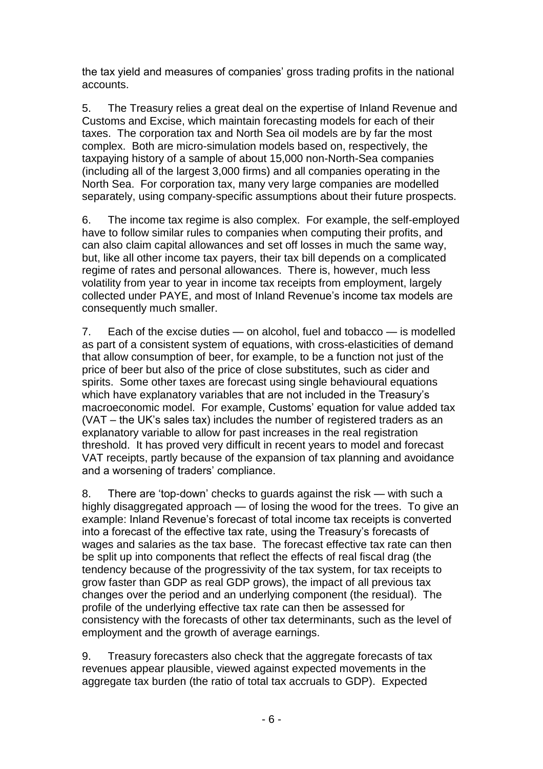the tax yield and measures of companies' gross trading profits in the national accounts.

5. The Treasury relies a great deal on the expertise of Inland Revenue and Customs and Excise, which maintain forecasting models for each of their taxes. The corporation tax and North Sea oil models are by far the most complex. Both are micro-simulation models based on, respectively, the taxpaying history of a sample of about 15,000 non-North-Sea companies (including all of the largest 3,000 firms) and all companies operating in the North Sea. For corporation tax, many very large companies are modelled separately, using company-specific assumptions about their future prospects.

6. The income tax regime is also complex. For example, the self-employed have to follow similar rules to companies when computing their profits, and can also claim capital allowances and set off losses in much the same way, but, like all other income tax payers, their tax bill depends on a complicated regime of rates and personal allowances. There is, however, much less volatility from year to year in income tax receipts from employment, largely collected under PAYE, and most of Inland Revenue's income tax models are consequently much smaller.

7. Each of the excise duties — on alcohol, fuel and tobacco — is modelled as part of a consistent system of equations, with cross-elasticities of demand that allow consumption of beer, for example, to be a function not just of the price of beer but also of the price of close substitutes, such as cider and spirits. Some other taxes are forecast using single behavioural equations which have explanatory variables that are not included in the Treasury's macroeconomic model. For example, Customs' equation for value added tax (VAT – the UK's sales tax) includes the number of registered traders as an explanatory variable to allow for past increases in the real registration threshold. It has proved very difficult in recent years to model and forecast VAT receipts, partly because of the expansion of tax planning and avoidance and a worsening of traders' compliance.

8. There are 'top-down' checks to guards against the risk — with such a highly disaggregated approach — of losing the wood for the trees. To give an example: Inland Revenue's forecast of total income tax receipts is converted into a forecast of the effective tax rate, using the Treasury's forecasts of wages and salaries as the tax base. The forecast effective tax rate can then be split up into components that reflect the effects of real fiscal drag (the tendency because of the progressivity of the tax system, for tax receipts to grow faster than GDP as real GDP grows), the impact of all previous tax changes over the period and an underlying component (the residual). The profile of the underlying effective tax rate can then be assessed for consistency with the forecasts of other tax determinants, such as the level of employment and the growth of average earnings.

9. Treasury forecasters also check that the aggregate forecasts of tax revenues appear plausible, viewed against expected movements in the aggregate tax burden (the ratio of total tax accruals to GDP). Expected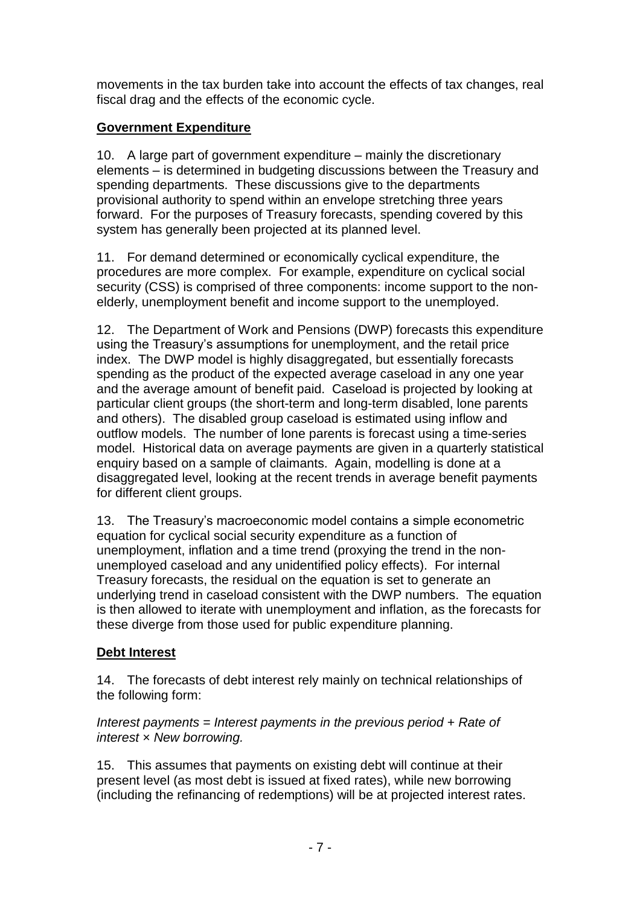movements in the tax burden take into account the effects of tax changes, real fiscal drag and the effects of the economic cycle.

**Government Expenditure**

10. A large part of government expenditure – mainly the discretionary elements – is determined in budgeting discussions between the Treasury and spending departments. These discussions give to the departments provisional authority to spend within an envelope stretching three years forward. For the purposes of Treasury forecasts, spending covered by this system has generally been projected at its planned level.

11. For demand determined or economically cyclical expenditure, the procedures are more complex. For example, expenditure on cyclical social security (CSS) is comprised of three components: income support to the non-elderly, unemployment benefit and income support to the unemployed.

12. The Department of Work and Pensions (DWP) forecasts this expenditure using the Treasury's assumptions for unemployment, and the retail price index. The DWP model is highly disaggregated, but essentially forecasts spending as the product of the expected average caseload in any one year and the average amount of benefit paid. Caseload is projected by looking at particular client groups (the short-term and long-term disabled, lone parents and others). The disabled group caseload is estimated using inflow and outflow models. The number of lone parents is forecast using a time-series model. Historical data on average payments are given in a quarterly statistical enquiry based on a sample of claimants. Again, modelling is done at a disaggregated level, looking at the recent trends in average benefit payments for different client groups.

13. The Treasury's macroeconomic model contains a simple econometric equation for cyclical social security expenditure as a function of unemployment, inflation and a time trend (proxying the trend in the non-unemployed caseload and any unidentified policy effects). For internal Treasury forecasts, the residual on the equation is set to generate an underlying trend in caseload consistent with the DWP numbers. The equation is then allowed to iterate with unemployment and inflation, as the forecasts for these diverge from those used for public expenditure planning.

**Debt Interest**

14. The forecasts of debt interest rely mainly on technical relationships of the following form:

*Interest payments = Interest payments in the previous period + Rate of interest × New borrowing.*

15. This assumes that payments on existing debt will continue at their present level (as most debt is issued at fixed rates), while new borrowing (including the refinancing of redemptions) will be at projected interest rates.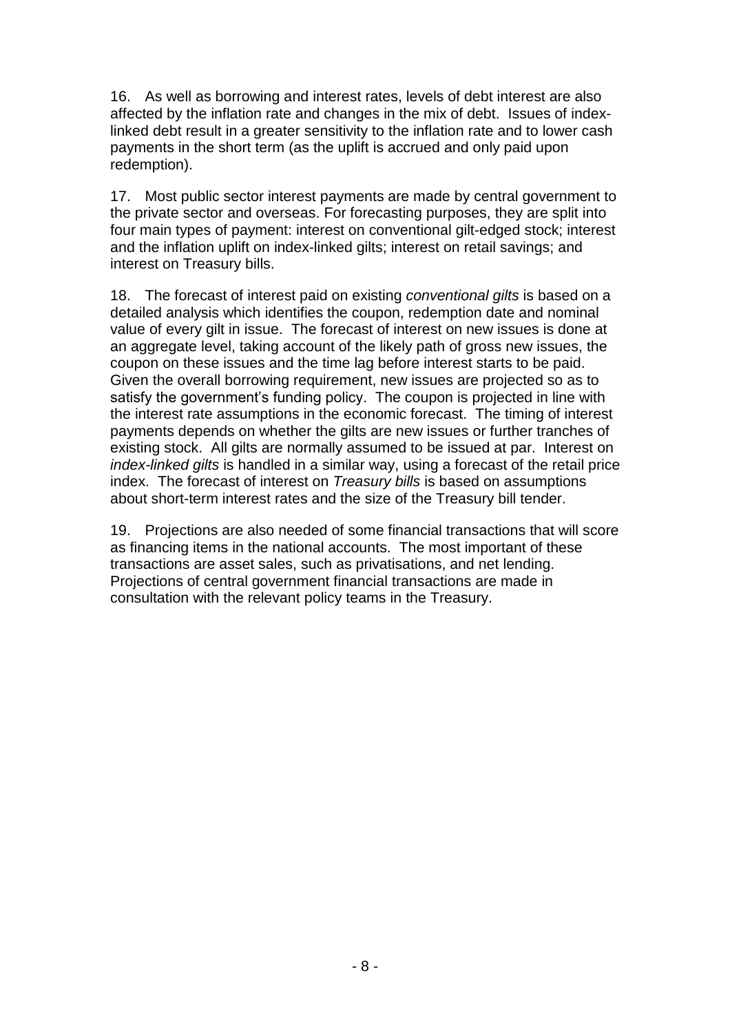16. As well as borrowing and interest rates, levels of debt interest are also affected by the inflation rate and changes in the mix of debt. Issues of index-linked debt result in a greater sensitivity to the inflation rate and to lower cash payments in the short term (as the uplift is accrued and only paid upon redemption).

17. Most public sector interest payments are made by central government to the private sector and overseas. For forecasting purposes, they are split into four main types of payment: interest on conventional gilt-edged stock; interest and the inflation uplift on index-linked gilts; interest on retail savings; and interest on Treasury bills.

18. The forecast of interest paid on existing *conventional gilts* is based on a detailed analysis which identifies the coupon, redemption date and nominal value of every gilt in issue. The forecast of interest on new issues is done at an aggregate level, taking account of the likely path of gross new issues, the coupon on these issues and the time lag before interest starts to be paid. Given the overall borrowing requirement, new issues are projected so as to satisfy the government's funding policy. The coupon is projected in line with the interest rate assumptions in the economic forecast. The timing of interest payments depends on whether the gilts are new issues or further tranches of existing stock. All gilts are normally assumed to be issued at par. Interest on *index-linked gilts* is handled in a similar way, using a forecast of the retail price index. The forecast of interest on *Treasury bills* is based on assumptions about short-term interest rates and the size of the Treasury bill tender.

19. Projections are also needed of some financial transactions that will score as financing items in the national accounts. The most important of these transactions are asset sales, such as privatisations, and net lending. Projections of central government financial transactions are made in consultation with the relevant policy teams in the Treasury.